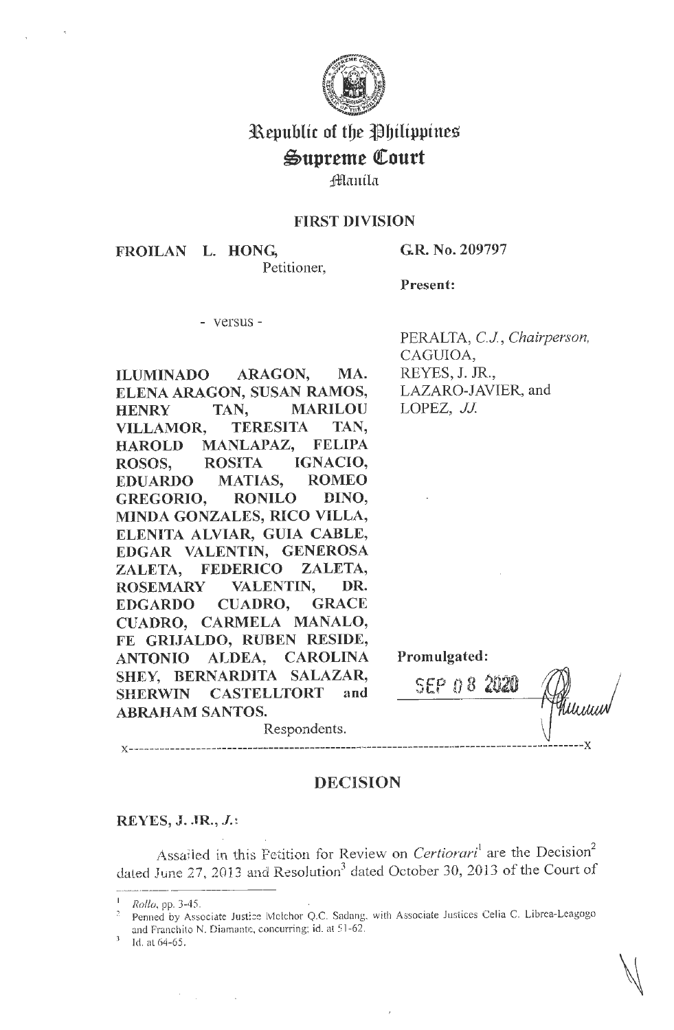# Republic of the Philippines
# Supreme Court
Manila

## FIRST DIVISION

**FROILAN L. HONG,**
Petitioner,

**G.R. No. 209797**

**Present:**

- versus -

PERALTA, *C.J.*, *Chairperson,*
CAGUIOA,
REYES, J. JR.,
LAZARO-JAVIER, and
LOPEZ, *JJ.*

**ILUMINADO ARAGON, MA. ELENA ARAGON, SUSAN RAMOS, HENRY TAN, MARILOU VILLAMOR, TERESITA TAN, HAROLD MANLAPAZ, FELIPA ROSOS, ROSITA IGNACIO, EDUARDO MATIAS, ROMEO GREGORIO, RONILO DINO, MINDA GONZALES, RICO VILLA, ELENITA ALVIAR, GUIA CABLE, EDGAR VALENTIN, GENEROSA ZALETA, FEDERICO ZALETA, ROSEMARY VALENTIN, DR. EDGARDO CUADRO, GRACE CUADRO, CARMELA MANALO, FE GRIJALDO, RUBEN RESIDE, ANTONIO ALDEA, CAROLINA SHEY, BERNARDITA SALAZAR, SHERWIN CASTELLTORT and ABRAHAM SANTOS.**
Respondents.

**Promulgated:**

SEP 08 2020

x-----------------------------------------------------------------------------------x

## DECISION

**REYES, J. JR., *J.*:**

Assailed in this Petition for Review on *Certiorari*[1] are the Decision[2] dated June 27, 2013 and Resolution[3] dated October 30, 2013 of the Court of

---

[1] *Rollo*, pp. 3-45.

[2] Penned by Associate Justice Melchor Q.C. Sadang, with Associate Justices Celia C. Librea-Leagogo and Franchito N. Diamante, concurring; id. at 51-62.

[3] Id. at 64-65.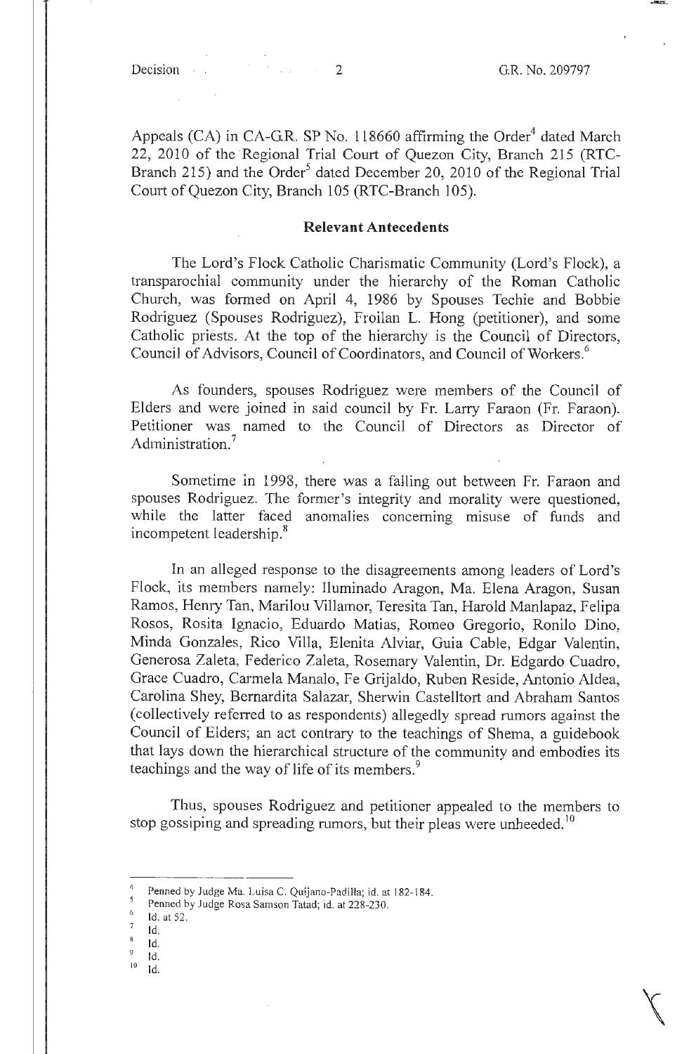Appeals (CA) in CA-G.R. SP No. 118660 affirming the Order[4] dated March 22, 2010 of the Regional Trial Court of Quezon City, Branch 215 (RTC-Branch 215) and the Order[5] dated December 20, 2010 of the Regional Trial Court of Quezon City, Branch 105 (RTC-Branch 105).

## Relevant Antecedents

The Lord's Flock Catholic Charismatic Community (Lord's Flock), a transparochial community under the hierarchy of the Roman Catholic Church, was formed on April 4, 1986 by Spouses Techie and Bobbie Rodriguez (Spouses Rodriguez), Froilan L. Hong (petitioner), and some Catholic priests. At the top of the hierarchy is the Council of Directors, Council of Advisors, Council of Coordinators, and Council of Workers.[6]

As founders, spouses Rodriguez were members of the Council of Elders and were joined in said council by Fr. Larry Faraon (Fr. Faraon). Petitioner was named to the Council of Directors as Director of Administration.[7]

Sometime in 1998, there was a falling out between Fr. Faraon and spouses Rodriguez. The former's integrity and morality were questioned, while the latter faced anomalies concerning misuse of funds and incompetent leadership.[8]

In an alleged response to the disagreements among leaders of Lord's Flock, its members namely: Iluminado Aragon, Ma. Elena Aragon, Susan Ramos, Henry Tan, Marilou Villamor, Teresita Tan, Harold Manlapaz, Felipa Rosos, Rosita Ignacio, Eduardo Matias, Romeo Gregorio, Ronilo Dino, Minda Gonzales, Rico Villa, Elenita Alviar, Guia Cable, Edgar Valentin, Generosa Zaleta, Federico Zaleta, Rosemary Valentin, Dr. Edgardo Cuadro, Grace Cuadro, Carmela Manalo, Fe Grijaldo, Ruben Reside, Antonio Aldea, Carolina Shey, Bernardita Salazar, Sherwin Castelltort and Abraham Santos (collectively referred to as respondents) allegedly spread rumors against the Council of Elders; an act contrary to the teachings of Shema, a guidebook that lays down the hierarchical structure of the community and embodies its teachings and the way of life of its members.[9]

Thus, spouses Rodriguez and petitioner appealed to the members to stop gossiping and spreading rumors, but their pleas were unheeded.[10]

---

[4] Penned by Judge Ma. Luisa C. Quijano-Padilla; id. at 182-184.

[5] Penned by Judge Rosa Samson Tatad; id. at 228-230.

[6] Id. at 52.

[7] Id.

[8] Id.

[9] Id.

[10] Id.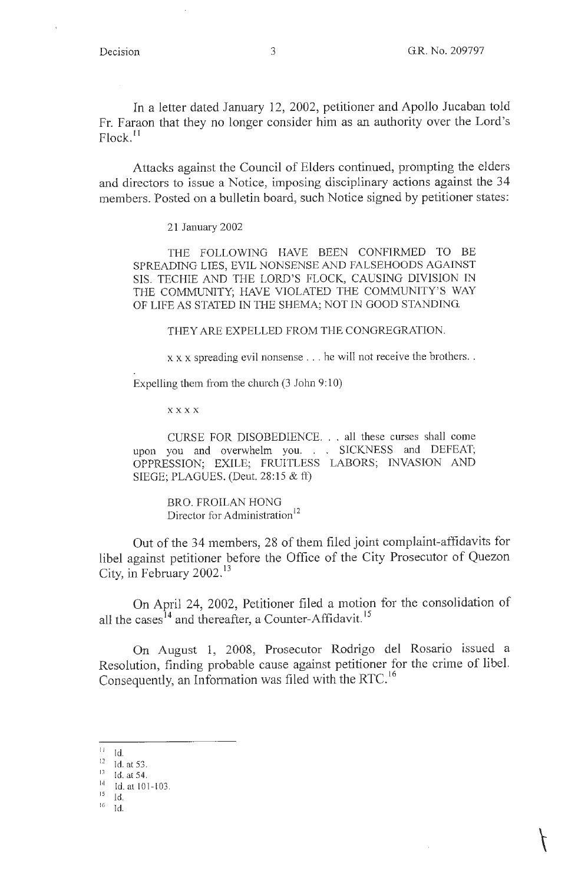In a letter dated January 12, 2002, petitioner and Apollo Jucaban told Fr. Faraon that they no longer consider him as an authority over the Lord's Flock.[11]

Attacks against the Council of Elders continued, prompting the elders and directors to issue a Notice, imposing disciplinary actions against the 34 members. Posted on a bulletin board, such Notice signed by petitioner states:

> 21 January 2002
>
> THE FOLLOWING HAVE BEEN CONFIRMED TO BE SPREADING LIES, EVIL NONSENSE AND FALSEHOODS AGAINST SIS. TECHIE AND THE LORD'S FLOCK, CAUSING DIVISION IN THE COMMUNITY; HAVE VIOLATED THE COMMUNITY'S WAY OF LIFE AS STATED IN THE SHEMA; NOT IN GOOD STANDING.
>
> THEY ARE EXPELLED FROM THE CONGREGRATION.
>
> x x x spreading evil nonsense . . . he will not receive the brothers. .
>
> Expelling them from the church (3 John 9:10)
>
> x x x x
>
> CURSE FOR DISOBEDIENCE. . . all these curses shall come upon you and overwhelm you. . . SICKNESS and DEFEAT; OPPRESSION; EXILE; FRUITLESS LABORS; INVASION AND SIEGE; PLAGUES. (Deut. 28:15 & ff)
>
> BRO. FROILAN HONG
> Director for Administration[12]

Out of the 34 members, 28 of them filed joint complaint-affidavits for libel against petitioner before the Office of the City Prosecutor of Quezon City, in February 2002.[13]

On April 24, 2002, Petitioner filed a motion for the consolidation of all the cases[14] and thereafter, a Counter-Affidavit.[15]

On August 1, 2008, Prosecutor Rodrigo del Rosario issued a Resolution, finding probable cause against petitioner for the crime of libel. Consequently, an Information was filed with the RTC.[16]

---

[11] Id.
[12] Id. at 53.
[13] Id. at 54.
[14] Id. at 101-103.
[15] Id.
[16] Id.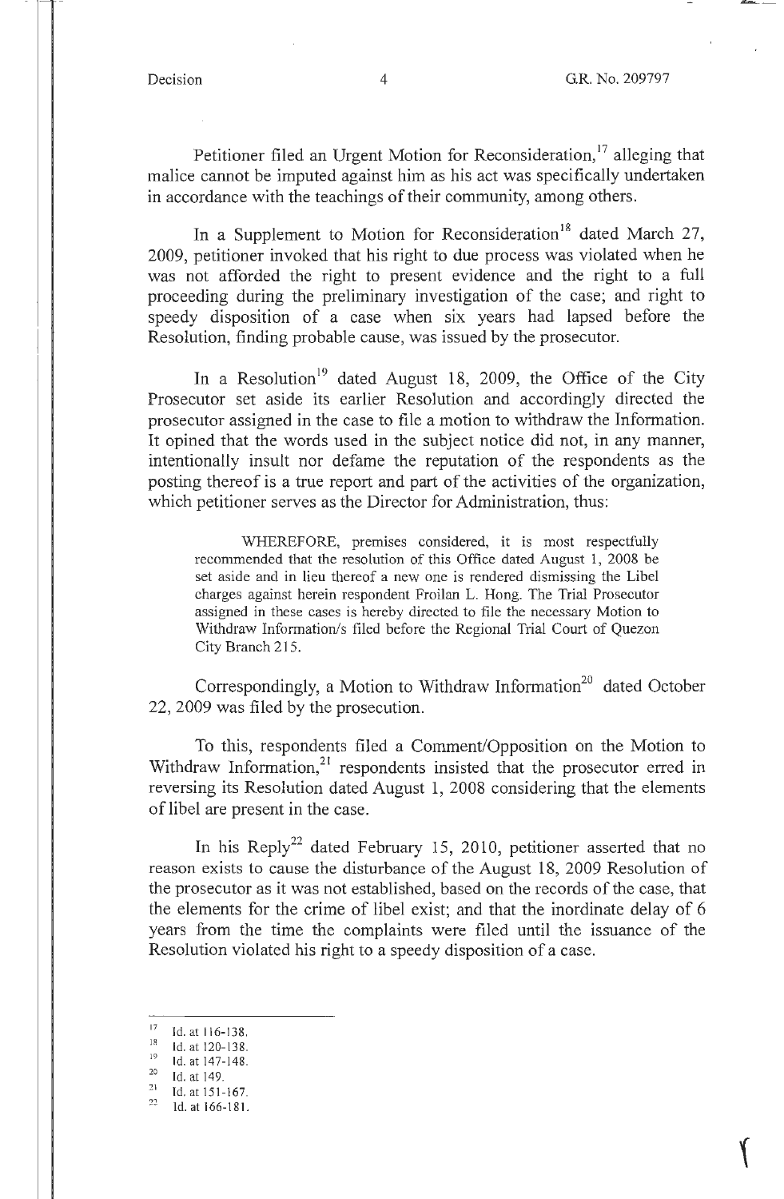Petitioner filed an Urgent Motion for Reconsideration,[17] alleging that malice cannot be imputed against him as his act was specifically undertaken in accordance with the teachings of their community, among others.

In a Supplement to Motion for Reconsideration[18] dated March 27, 2009, petitioner invoked that his right to due process was violated when he was not afforded the right to present evidence and the right to a full proceeding during the preliminary investigation of the case; and right to speedy disposition of a case when six years had lapsed before the Resolution, finding probable cause, was issued by the prosecutor.

In a Resolution[19] dated August 18, 2009, the Office of the City Prosecutor set aside its earlier Resolution and accordingly directed the prosecutor assigned in the case to file a motion to withdraw the Information. It opined that the words used in the subject notice did not, in any manner, intentionally insult nor defame the reputation of the respondents as the posting thereof is a true report and part of the activities of the organization, which petitioner serves as the Director for Administration, thus:

> WHEREFORE, premises considered, it is most respectfully recommended that the resolution of this Office dated August 1, 2008 be set aside and in lieu thereof a new one is rendered dismissing the Libel charges against herein respondent Froilan L. Hong. The Trial Prosecutor assigned in these cases is hereby directed to file the necessary Motion to Withdraw Information/s filed before the Regional Trial Court of Quezon City Branch 215.

Correspondingly, a Motion to Withdraw Information[20] dated October 22, 2009 was filed by the prosecution.

To this, respondents filed a Comment/Opposition on the Motion to Withdraw Information,[21] respondents insisted that the prosecutor erred in reversing its Resolution dated August 1, 2008 considering that the elements of libel are present in the case.

In his Reply[22] dated February 15, 2010, petitioner asserted that no reason exists to cause the disturbance of the August 18, 2009 Resolution of the prosecutor as it was not established, based on the records of the case, that the elements for the crime of libel exist; and that the inordinate delay of 6 years from the time the complaints were filed until the issuance of the Resolution violated his right to a speedy disposition of a case.

---

[17] Id. at 116-138.
[18] Id. at 120-138.
[19] Id. at 147-148.
[20] Id. at 149.
[21] Id. at 151-167.
[22] Id. at 166-181.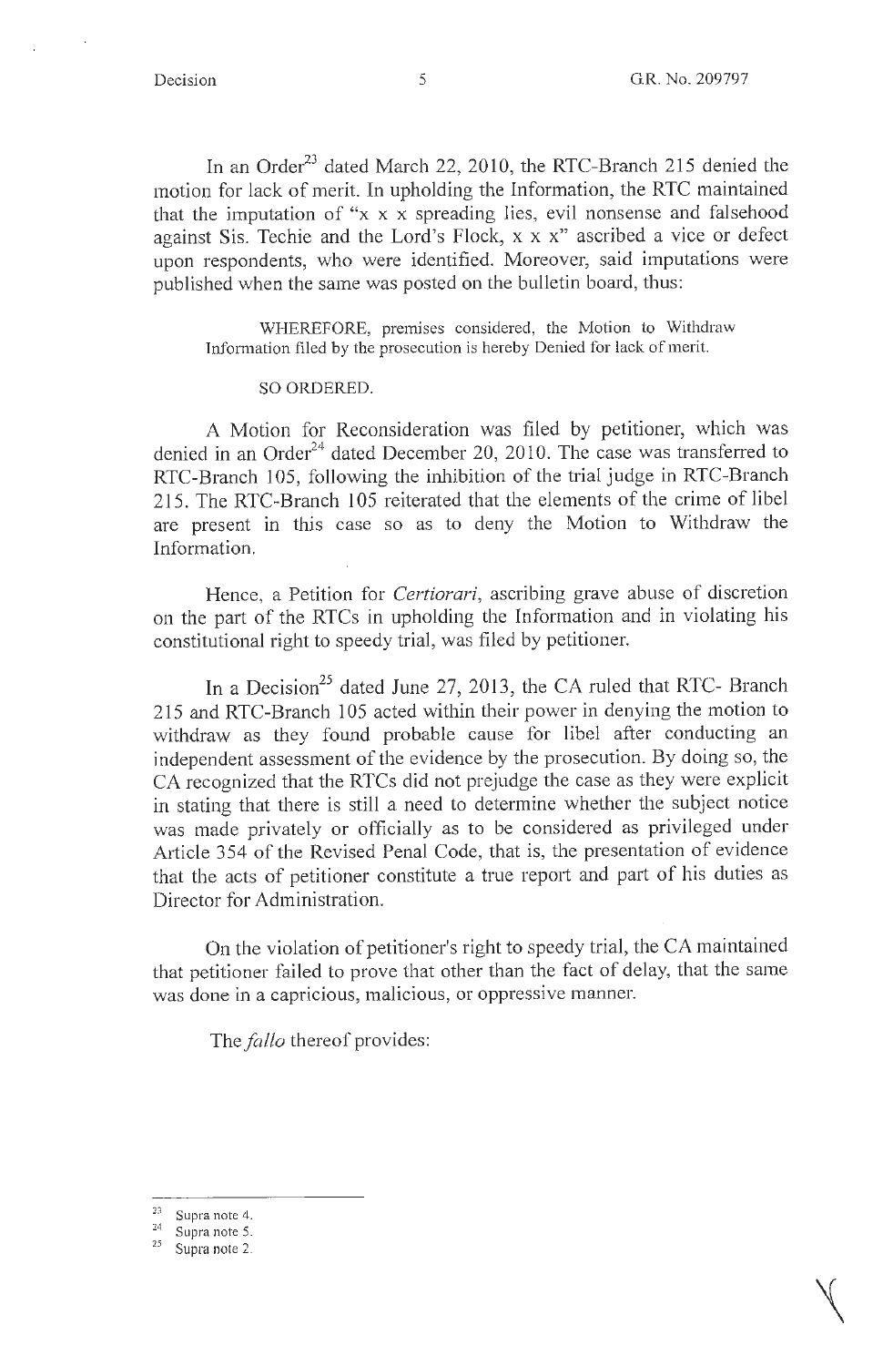In an Order[23] dated March 22, 2010, the RTC-Branch 215 denied the motion for lack of merit. In upholding the Information, the RTC maintained that the imputation of "x x x spreading lies, evil nonsense and falsehood against Sis. Techie and the Lord's Flock, x x x" ascribed a vice or defect upon respondents, who were identified. Moreover, said imputations were published when the same was posted on the bulletin board, thus:

> WHEREFORE, premises considered, the Motion to Withdraw Information filed by the prosecution is hereby Denied for lack of merit.
>
> SO ORDERED.

A Motion for Reconsideration was filed by petitioner, which was denied in an Order[24] dated December 20, 2010. The case was transferred to RTC-Branch 105, following the inhibition of the trial judge in RTC-Branch 215. The RTC-Branch 105 reiterated that the elements of the crime of libel are present in this case so as to deny the Motion to Withdraw the Information.

Hence, a Petition for *Certiorari*, ascribing grave abuse of discretion on the part of the RTCs in upholding the Information and in violating his constitutional right to speedy trial, was filed by petitioner.

In a Decision[25] dated June 27, 2013, the CA ruled that RTC- Branch 215 and RTC-Branch 105 acted within their power in denying the motion to withdraw as they found probable cause for libel after conducting an independent assessment of the evidence by the prosecution. By doing so, the CA recognized that the RTCs did not prejudge the case as they were explicit in stating that there is still a need to determine whether the subject notice was made privately or officially as to be considered as privileged under Article 354 of the Revised Penal Code, that is, the presentation of evidence that the acts of petitioner constitute a true report and part of his duties as Director for Administration.

On the violation of petitioner's right to speedy trial, the CA maintained that petitioner failed to prove that other than the fact of delay, that the same was done in a capricious, malicious, or oppressive manner.

The *fallo* thereof provides:

---

[23] Supra note 4.

[24] Supra note 5.

[25] Supra note 2.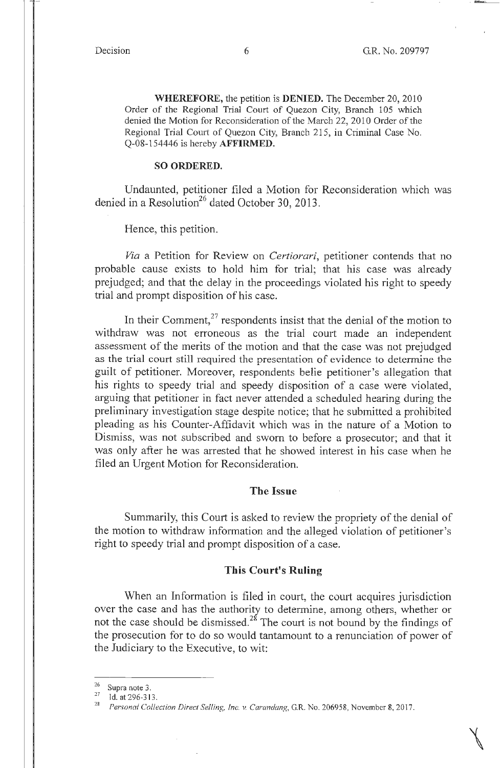**WHEREFORE,** the petition is **DENIED.** The December 20, 2010 Order of the Regional Trial Court of Quezon City, Branch 105 which denied the Motion for Reconsideration of the March 22, 2010 Order of the Regional Trial Court of Quezon City, Branch 215, in Criminal Case No. Q-08-154446 is hereby **AFFIRMED.**

**SO ORDERED.**

Undaunted, petitioner filed a Motion for Reconsideration which was denied in a Resolution[26] dated October 30, 2013.

Hence, this petition.

*Via* a Petition for Review on *Certiorari*, petitioner contends that no probable cause exists to hold him for trial; that his case was already prejudged; and that the delay in the proceedings violated his right to speedy trial and prompt disposition of his case.

In their Comment,[27] respondents insist that the denial of the motion to withdraw was not erroneous as the trial court made an independent assessment of the merits of the motion and that the case was not prejudged as the trial court still required the presentation of evidence to determine the guilt of petitioner. Moreover, respondents belie petitioner's allegation that his rights to speedy trial and speedy disposition of a case were violated, arguing that petitioner in fact never attended a scheduled hearing during the preliminary investigation stage despite notice; that he submitted a prohibited pleading as his Counter-Affidavit which was in the nature of a Motion to Dismiss, was not subscribed and sworn to before a prosecutor; and that it was only after he was arrested that he showed interest in his case when he filed an Urgent Motion for Reconsideration.

## The Issue

Summarily, this Court is asked to review the propriety of the denial of the motion to withdraw information and the alleged violation of petitioner's right to speedy trial and prompt disposition of a case.

## This Court's Ruling

When an Information is filed in court, the court acquires jurisdiction over the case and has the authority to determine, among others, whether or not the case should be dismissed.[28] The court is not bound by the findings of the prosecution for to do so would tantamount to a renunciation of power of the Judiciary to the Executive, to wit:

---

[26] Supra note 3.

[27] Id. at 296-313.

[28] *Personal Collection Direct Selling, Inc. v. Carandang*, G.R. No. 206958, November 8, 2017.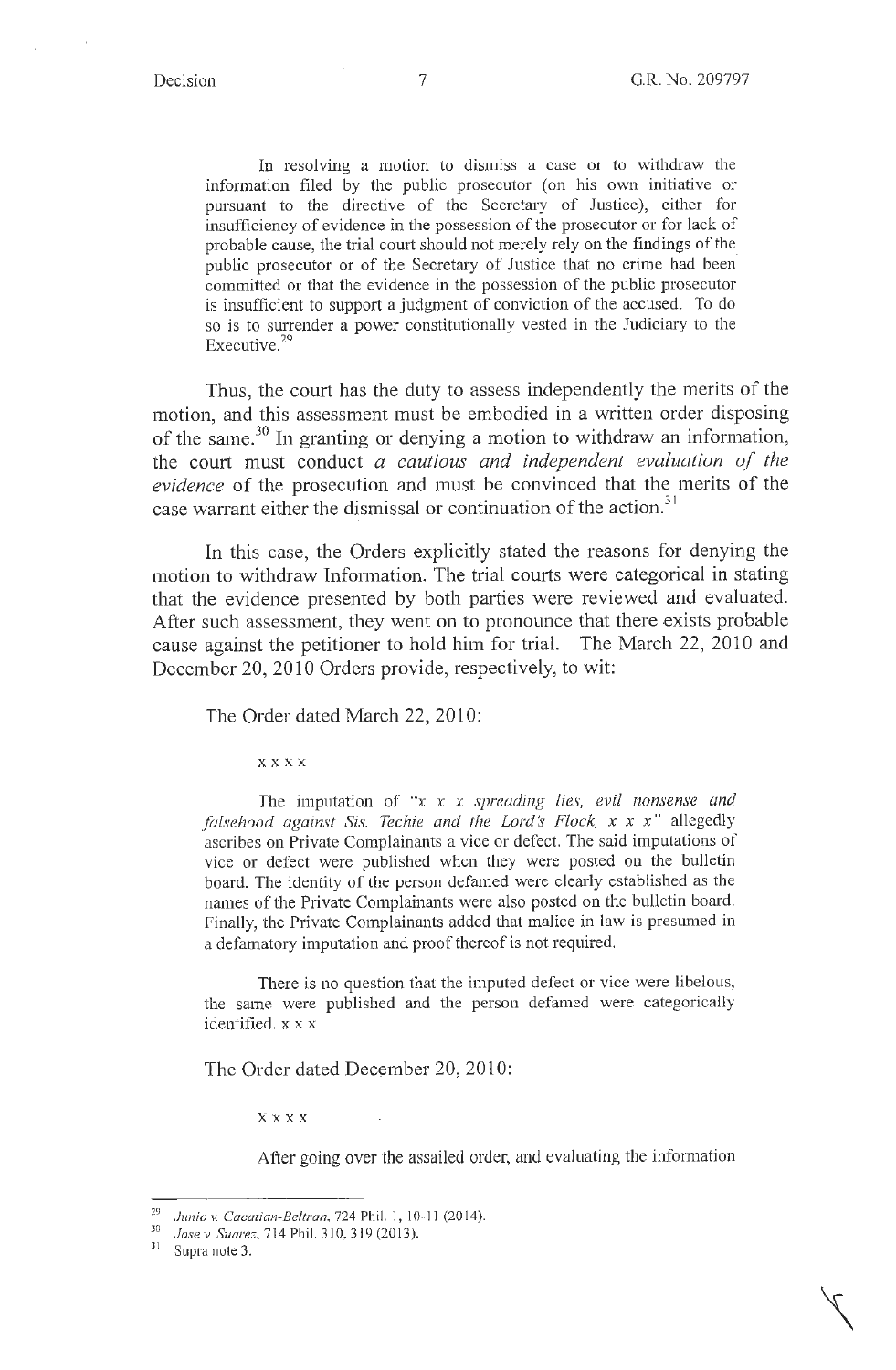> In resolving a motion to dismiss a case or to withdraw the information filed by the public prosecutor (on his own initiative or pursuant to the directive of the Secretary of Justice), either for insufficiency of evidence in the possession of the prosecutor or for lack of probable cause, the trial court should not merely rely on the findings of the public prosecutor or of the Secretary of Justice that no crime had been committed or that the evidence in the possession of the public prosecutor is insufficient to support a judgment of conviction of the accused. To do so is to surrender a power constitutionally vested in the Judiciary to the Executive.[29]

Thus, the court has the duty to assess independently the merits of the motion, and this assessment must be embodied in a written order disposing of the same.[30] In granting or denying a motion to withdraw an information, the court must conduct *a cautious and independent evaluation of the evidence* of the prosecution and must be convinced that the merits of the case warrant either the dismissal or continuation of the action.[31]

In this case, the Orders explicitly stated the reasons for denying the motion to withdraw Information. The trial courts were categorical in stating that the evidence presented by both parties were reviewed and evaluated. After such assessment, they went on to pronounce that there exists probable cause against the petitioner to hold him for trial. The March 22, 2010 and December 20, 2010 Orders provide, respectively, to wit:

The Order dated March 22, 2010:

> x x x x
>
> The imputation of "*x x x spreading lies, evil nonsense and falsehood against Sis. Techie and the Lord's Flock, x x x*" allegedly ascribes on Private Complainants a vice or defect. The said imputations of vice or defect were published when they were posted on the bulletin board. The identity of the person defamed were clearly established as the names of the Private Complainants were also posted on the bulletin board. Finally, the Private Complainants added that malice in law is presumed in a defamatory imputation and proof thereof is not required.
>
> There is no question that the imputed defect or vice were libelous, the same were published and the person defamed were categorically identified. x x x

The Order dated December 20, 2010:

> x x x x
>
> After going over the assailed order, and evaluating the information

---

[29] *Junio v. Cacatian-Beltran*, 724 Phil. 1, 10-11 (2014).

[30] *Jose v. Suarez*, 714 Phil. 310, 319 (2013).

[31] Supra note 3.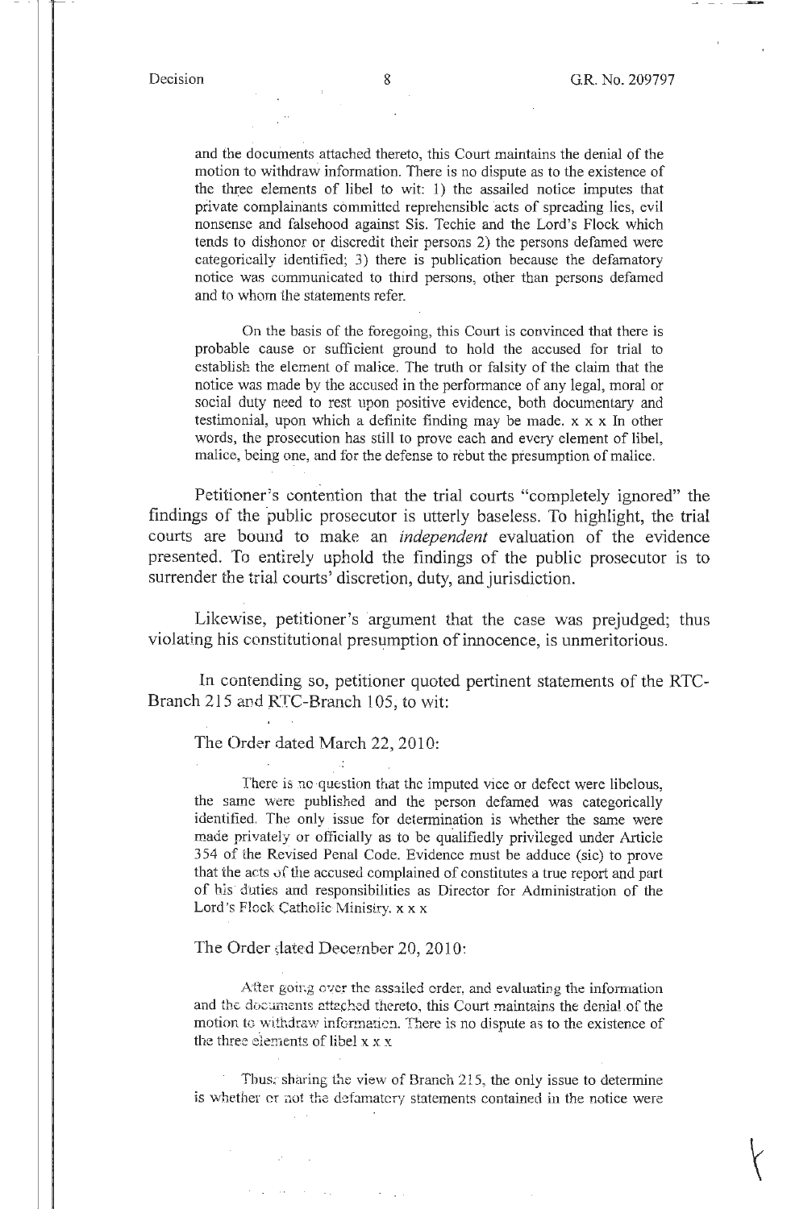> and the documents attached thereto, this Court maintains the denial of the motion to withdraw information. There is no dispute as to the existence of the three elements of libel to wit: 1) the assailed notice imputes that private complainants committed reprehensible acts of spreading lies, evil nonsense and falsehood against Sis. Techie and the Lord's Flock which tends to dishonor or discredit their persons 2) the persons defamed were categorically identified; 3) there is publication because the defamatory notice was communicated to third persons, other than persons defamed and to whom the statements refer.
>
> On the basis of the foregoing, this Court is convinced that there is probable cause or sufficient ground to hold the accused for trial to establish the element of malice. The truth or falsity of the claim that the notice was made by the accused in the performance of any legal, moral or social duty need to rest upon positive evidence, both documentary and testimonial, upon which a definite finding may be made. x x x In other words, the prosecution has still to prove each and every element of libel, malice, being one, and for the defense to rebut the presumption of malice.

Petitioner's contention that the trial courts "completely ignored" the findings of the public prosecutor is utterly baseless. To highlight, the trial courts are bound to make an *independent* evaluation of the evidence presented. To entirely uphold the findings of the public prosecutor is to surrender the trial courts' discretion, duty, and jurisdiction.

Likewise, petitioner's argument that the case was prejudged; thus violating his constitutional presumption of innocence, is unmeritorious.

In contending so, petitioner quoted pertinent statements of the RTC-Branch 215 and RTC-Branch 105, to wit:

The Order dated March 22, 2010:

> There is no question that the imputed vice or defect were libelous, the same were published and the person defamed was categorically identified. The only issue for determination is whether the same were made privately or officially as to be qualifiedly privileged under Article 354 of the Revised Penal Code. Evidence must be adduce (sic) to prove that the acts of the accused complained of constitutes a true report and part of his duties and responsibilities as Director for Administration of the Lord's Flock Catholic Ministry. x x x

The Order dated December 20, 2010:

> After going over the assailed order, and evaluating the information and the documents attached thereto, this Court maintains the denial of the motion to withdraw information. There is no dispute as to the existence of the three elements of libel x x x
>
> Thus, sharing the view of Branch 215, the only issue to determine is whether or not the defamatory statements contained in the notice were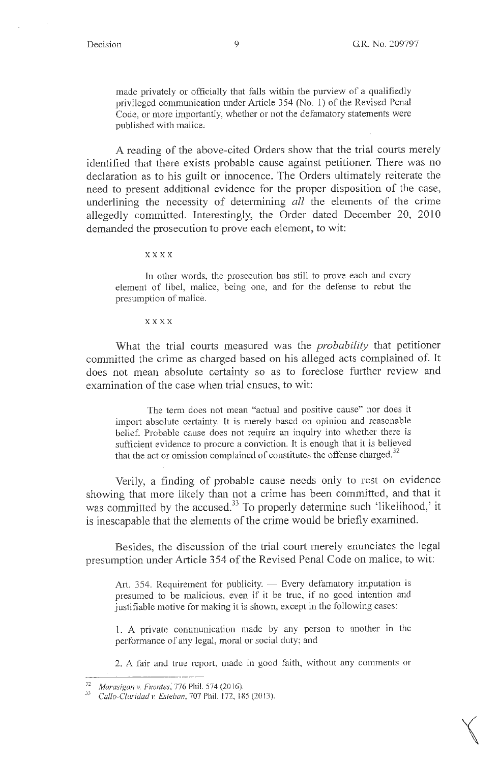made privately or officially that falls within the purview of a qualifiedly privileged communication under Article 354 (No. 1) of the Revised Penal Code, or more importantly, whether or not the defamatory statements were published with malice.

A reading of the above-cited Orders show that the trial courts merely identified that there exists probable cause against petitioner. There was no declaration as to his guilt or innocence. The Orders ultimately reiterate the need to present additional evidence for the proper disposition of the case, underlining the necessity of determining *all* the elements of the crime allegedly committed. Interestingly, the Order dated December 20, 2010 demanded the prosecution to prove each element, to wit:

> x x x x
>
> In other words, the prosecution has still to prove each and every element of libel, malice, being one, and for the defense to rebut the presumption of malice.
>
> x x x x

What the trial courts measured was the *probability* that petitioner committed the crime as charged based on his alleged acts complained of. It does not mean absolute certainty so as to foreclose further review and examination of the case when trial ensues, to wit:

> The term does not mean "actual and positive cause" nor does it import absolute certainty. It is merely based on opinion and reasonable belief. Probable cause does not require an inquiry into whether there is sufficient evidence to procure a conviction. It is enough that it is believed that the act or omission complained of constitutes the offense charged.[32]

Verily, a finding of probable cause needs only to rest on evidence showing that more likely than not a crime has been committed, and that it was committed by the accused.[33] To properly determine such 'likelihood,' it is inescapable that the elements of the crime would be briefly examined.

Besides, the discussion of the trial court merely enunciates the legal presumption under Article 354 of the Revised Penal Code on malice, to wit:

> Art. 354. Requirement for publicity. — Every defamatory imputation is presumed to be malicious, even if it be true, if no good intention and justifiable motive for making it is shown, except in the following cases:
>
> 1. A private communication made by any person to another in the performance of any legal, moral or social duty; and
>
> 2. A fair and true report, made in good faith, without any comments or

---

[32] *Marasigan v. Fuentes*, 776 Phil. 574 (2016).

[33] *Callo-Claridad v. Esteban*, 707 Phil. 172, 185 (2013).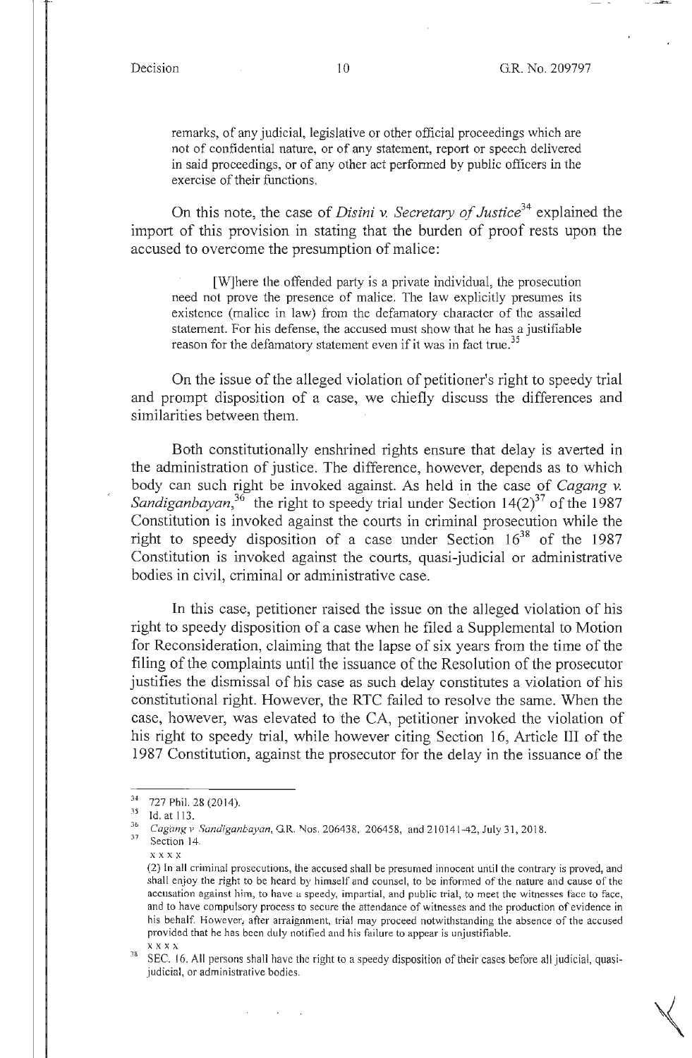remarks, of any judicial, legislative or other official proceedings which are not of confidential nature, or of any statement, report or speech delivered in said proceedings, or of any other act performed by public officers in the exercise of their functions.

On this note, the case of *Disini v. Secretary of Justice*[34] explained the import of this provision in stating that the burden of proof rests upon the accused to overcome the presumption of malice:

> [W]here the offended party is a private individual, the prosecution need not prove the presence of malice. The law explicitly presumes its existence (malice in law) from the defamatory character of the assailed statement. For his defense, the accused must show that he has a justifiable reason for the defamatory statement even if it was in fact true.[35]

On the issue of the alleged violation of petitioner's right to speedy trial and prompt disposition of a case, we chiefly discuss the differences and similarities between them.

Both constitutionally enshrined rights ensure that delay is averted in the administration of justice. The difference, however, depends as to which body can such right be invoked against. As held in the case of *Cagang v. Sandiganbayan*,[36] the right to speedy trial under Section 14(2)[37] of the 1987 Constitution is invoked against the courts in criminal prosecution while the right to speedy disposition of a case under Section 16[38] of the 1987 Constitution is invoked against the courts, quasi-judicial or administrative bodies in civil, criminal or administrative case.

In this case, petitioner raised the issue on the alleged violation of his right to speedy disposition of a case when he filed a Supplemental to Motion for Reconsideration, claiming that the lapse of six years from the time of the filing of the complaints until the issuance of the Resolution of the prosecutor justifies the dismissal of his case as such delay constitutes a violation of his constitutional right. However, the RTC failed to resolve the same. When the case, however, was elevated to the CA, petitioner invoked the violation of his right to speedy trial, while however citing Section 16, Article III of the 1987 Constitution, against the prosecutor for the delay in the issuance of the

---

[34] 727 Phil. 28 (2014).

[35] Id. at 113.

[36] *Cagang v Sandiganbayan*, G.R. Nos. 206438, 206458, and 210141-42, July 31, 2018.

[37] Section 14.

x x x x

(2) In all criminal prosecutions, the accused shall be presumed innocent until the contrary is proved, and shall enjoy the right to be heard by himself and counsel, to be informed of the nature and cause of the accusation against him, to have a speedy, impartial, and public trial, to meet the witnesses face to face, and to have compulsory process to secure the attendance of witnesses and the production of evidence in his behalf. However, after arraignment, trial may proceed notwithstanding the absence of the accused provided that he has been duly notified and his failure to appear is unjustifiable.

x x x x

[38] SEC. 16. All persons shall have the right to a speedy disposition of their cases before all judicial, quasi-judicial, or administrative bodies.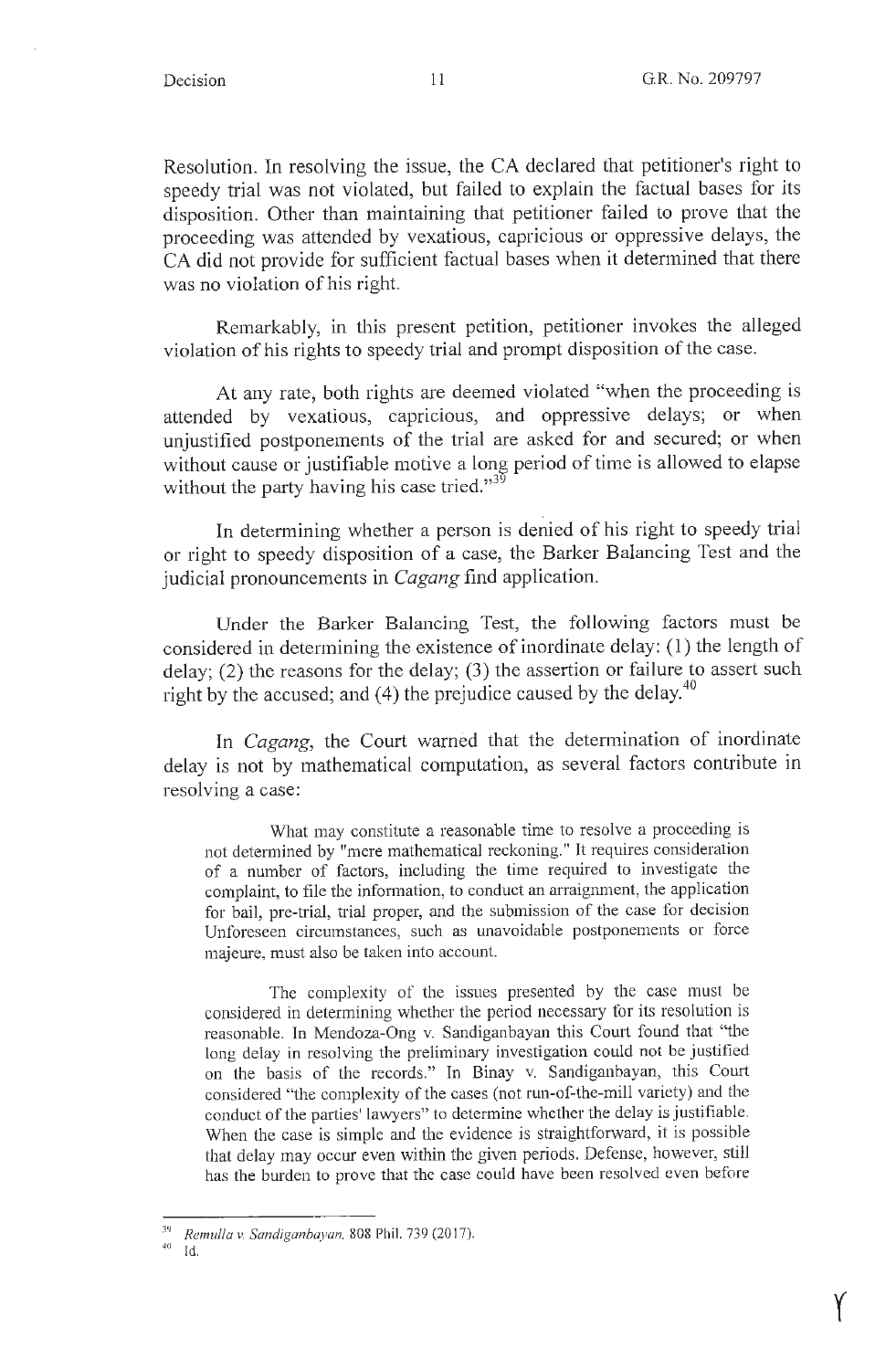Resolution. In resolving the issue, the CA declared that petitioner's right to speedy trial was not violated, but failed to explain the factual bases for its disposition. Other than maintaining that petitioner failed to prove that the proceeding was attended by vexatious, capricious or oppressive delays, the CA did not provide for sufficient factual bases when it determined that there was no violation of his right.

Remarkably, in this present petition, petitioner invokes the alleged violation of his rights to speedy trial and prompt disposition of the case.

At any rate, both rights are deemed violated "when the proceeding is attended by vexatious, capricious, and oppressive delays; or when unjustified postponements of the trial are asked for and secured; or when without cause or justifiable motive a long period of time is allowed to elapse without the party having his case tried."[39]

In determining whether a person is denied of his right to speedy trial or right to speedy disposition of a case, the Barker Balancing Test and the judicial pronouncements in *Cagang* find application.

Under the Barker Balancing Test, the following factors must be considered in determining the existence of inordinate delay: (1) the length of delay; (2) the reasons for the delay; (3) the assertion or failure to assert such right by the accused; and (4) the prejudice caused by the delay.[40]

In *Cagang*, the Court warned that the determination of inordinate delay is not by mathematical computation, as several factors contribute in resolving a case:

> What may constitute a reasonable time to resolve a proceeding is not determined by "mere mathematical reckoning." It requires consideration of a number of factors, including the time required to investigate the complaint, to file the information, to conduct an arraignment, the application for bail, pre-trial, trial proper, and the submission of the case for decision Unforeseen circumstances, such as unavoidable postponements or force majeure, must also be taken into account.
>
> The complexity of the issues presented by the case must be considered in determining whether the period necessary for its resolution is reasonable. In Mendoza-Ong v. Sandiganbayan this Court found that "the long delay in resolving the preliminary investigation could not be justified on the basis of the records." In Binay v. Sandiganbayan, this Court considered "the complexity of the cases (not run-of-the-mill variety) and the conduct of the parties' lawyers" to determine whether the delay is justifiable. When the case is simple and the evidence is straightforward, it is possible that delay may occur even within the given periods. Defense, however, still has the burden to prove that the case could have been resolved even before

---

[39] *Remulla v. Sandiganbayan*, 808 Phil. 739 (2017).

[40] Id.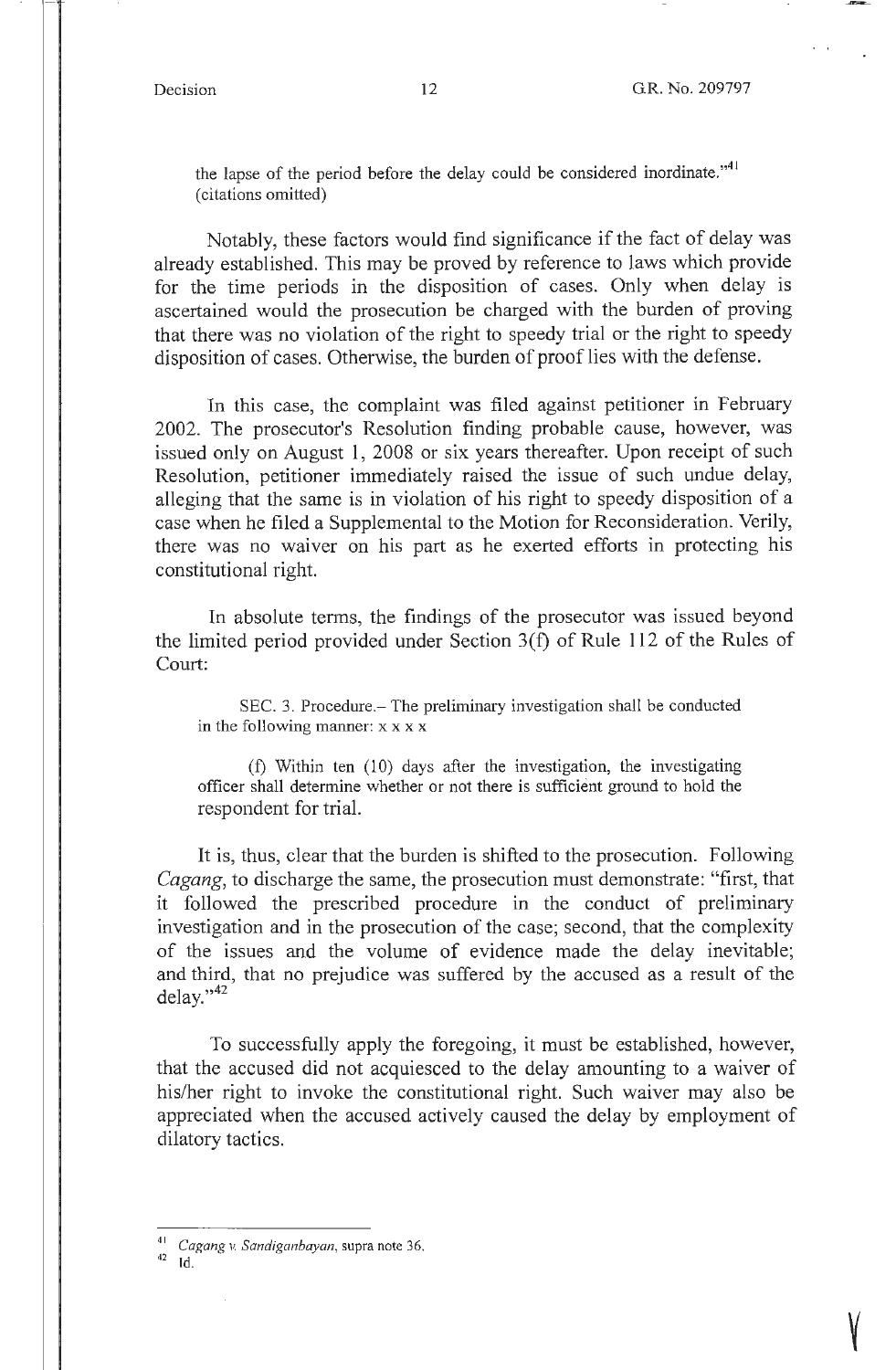the lapse of the period before the delay could be considered inordinate."[41] (citations omitted)

Notably, these factors would find significance if the fact of delay was already established. This may be proved by reference to laws which provide for the time periods in the disposition of cases. Only when delay is ascertained would the prosecution be charged with the burden of proving that there was no violation of the right to speedy trial or the right to speedy disposition of cases. Otherwise, the burden of proof lies with the defense.

In this case, the complaint was filed against petitioner in February 2002. The prosecutor's Resolution finding probable cause, however, was issued only on August 1, 2008 or six years thereafter. Upon receipt of such Resolution, petitioner immediately raised the issue of such undue delay, alleging that the same is in violation of his right to speedy disposition of a case when he filed a Supplemental to the Motion for Reconsideration. Verily, there was no waiver on his part as he exerted efforts in protecting his constitutional right.

In absolute terms, the findings of the prosecutor was issued beyond the limited period provided under Section 3(f) of Rule 112 of the Rules of Court:

> SEC. 3. Procedure.– The preliminary investigation shall be conducted in the following manner: x x x x
>
> (f) Within ten (10) days after the investigation, the investigating officer shall determine whether or not there is sufficient ground to hold the respondent for trial.

It is, thus, clear that the burden is shifted to the prosecution. Following *Cagang*, to discharge the same, the prosecution must demonstrate: "first, that it followed the prescribed procedure in the conduct of preliminary investigation and in the prosecution of the case; second, that the complexity of the issues and the volume of evidence made the delay inevitable; and third, that no prejudice was suffered by the accused as a result of the delay."[42]

To successfully apply the foregoing, it must be established, however, that the accused did not acquiesced to the delay amounting to a waiver of his/her right to invoke the constitutional right. Such waiver may also be appreciated when the accused actively caused the delay by employment of dilatory tactics.

---

[41] *Cagang v. Sandiganbayan*, supra note 36.

[42] Id.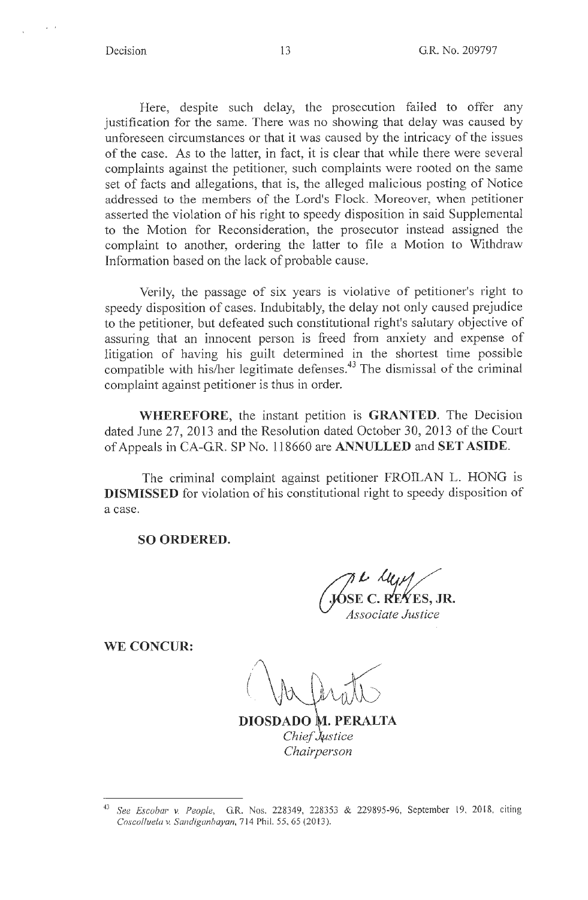Here, despite such delay, the prosecution failed to offer any justification for the same. There was no showing that delay was caused by unforeseen circumstances or that it was caused by the intricacy of the issues of the case. As to the latter, in fact, it is clear that while there were several complaints against the petitioner, such complaints were rooted on the same set of facts and allegations, that is, the alleged malicious posting of Notice addressed to the members of the Lord's Flock. Moreover, when petitioner asserted the violation of his right to speedy disposition in said Supplemental to the Motion for Reconsideration, the prosecutor instead assigned the complaint to another, ordering the latter to file a Motion to Withdraw Information based on the lack of probable cause.

Verily, the passage of six years is violative of petitioner's right to speedy disposition of cases. Indubitably, the delay not only caused prejudice to the petitioner, but defeated such constitutional right's salutary objective of assuring that an innocent person is freed from anxiety and expense of litigation of having his guilt determined in the shortest time possible compatible with his/her legitimate defenses.[43] The dismissal of the criminal complaint against petitioner is thus in order.

**WHEREFORE**, the instant petition is **GRANTED**. The Decision dated June 27, 2013 and the Resolution dated October 30, 2013 of the Court of Appeals in CA-G.R. SP No. 118660 are **ANNULLED** and **SET ASIDE**.

The criminal complaint against petitioner FROILAN L. HONG is **DISMISSED** for violation of his constitutional right to speedy disposition of a case.

**SO ORDERED.**

**JOSE C. REYES, JR.**
*Associate Justice*

**WE CONCUR:**

**DIOSDADO M. PERALTA**
*Chief Justice*
*Chairperson*

---

[43] *See Escobar v. People*, G.R. Nos. 228349, 228353 & 229895-96, September 19, 2018, citing *Coscolluela v. Sandiganbayan*, 714 Phil. 55, 65 (2013).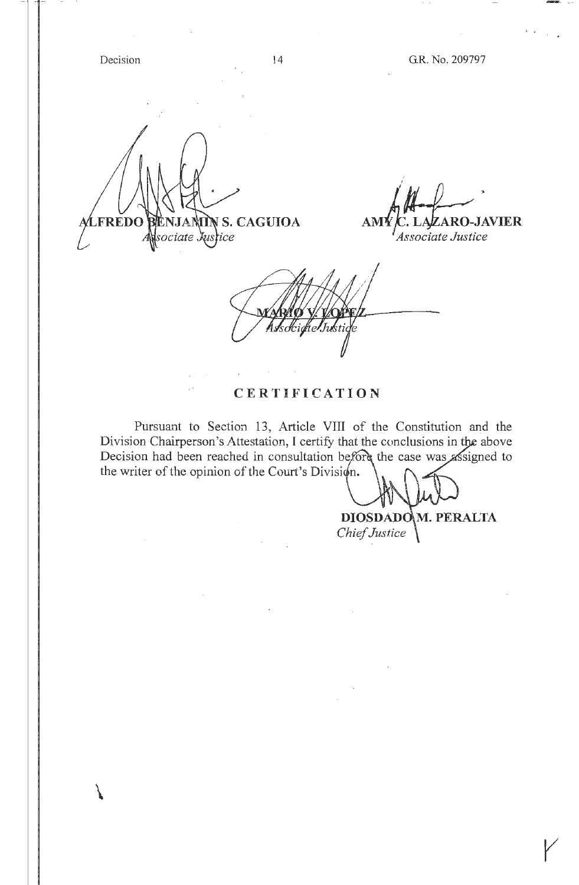**ALFREDO BENJAMIN S. CAGUIOA**
*Associate Justice*

**AMY C. LAZARO-JAVIER**
*Associate Justice*

**MARIO V. LOPEZ**
*Associate Justice*

## CERTIFICATION

Pursuant to Section 13, Article VIII of the Constitution and the Division Chairperson's Attestation, I certify that the conclusions in the above Decision had been reached in consultation before the case was assigned to the writer of the opinion of the Court's Division.

**DIOSDADO M. PERALTA**
*Chief Justice*